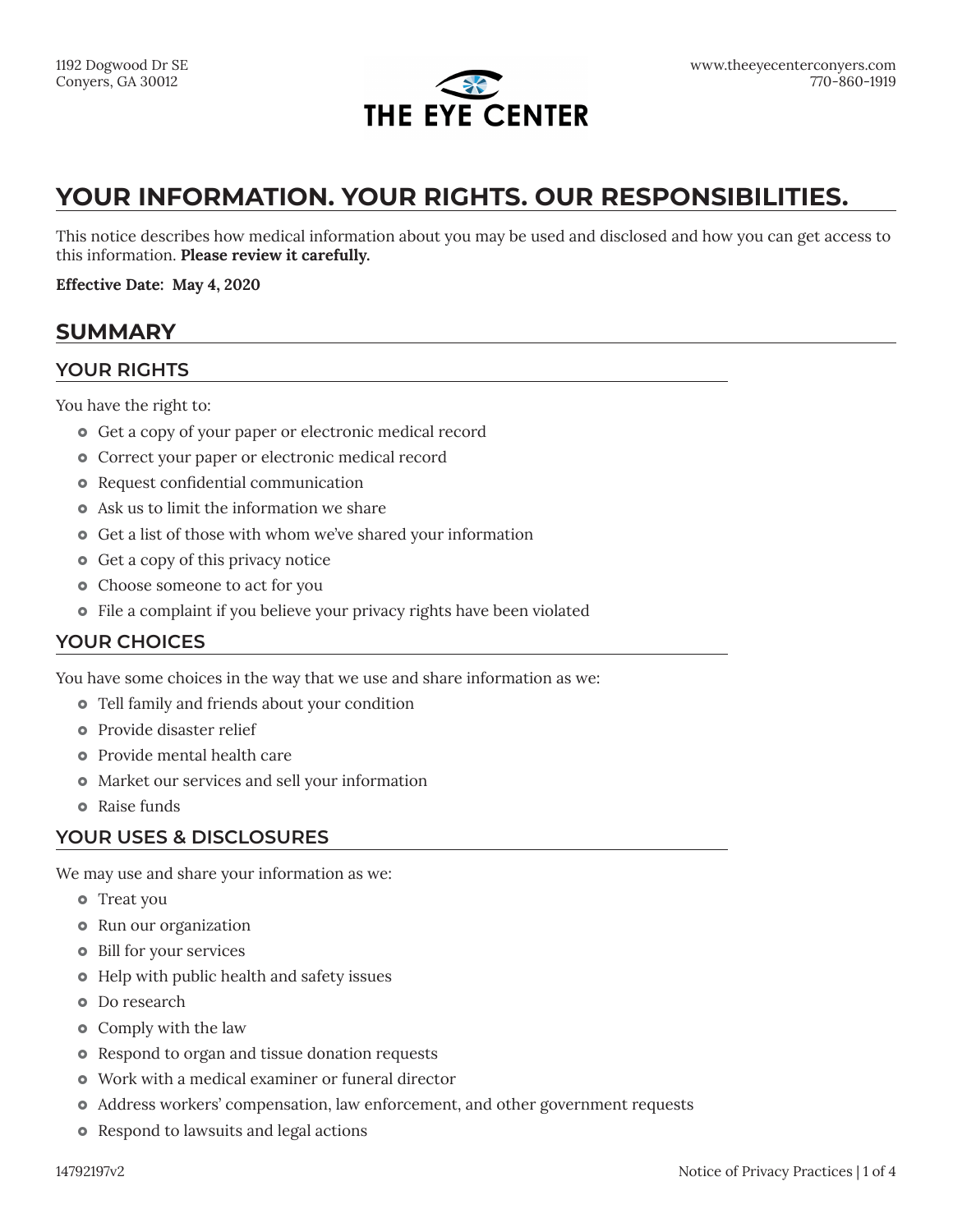1192 Dogwood Dr SE
Conyers, GA 30012

**THE EYE CENTER**

www.theeyecenterconyers.com
770-860-1919

# YOUR INFORMATION. YOUR RIGHTS. OUR RESPONSIBILITIES.

This notice describes how medical information about you may be used and disclosed and how you can get access to this information. **Please review it carefully.**

**Effective Date: May 4, 2020**

## SUMMARY

### YOUR RIGHTS

You have the right to:

- Get a copy of your paper or electronic medical record
- Correct your paper or electronic medical record
- Request confidential communication
- Ask us to limit the information we share
- Get a list of those with whom we've shared your information
- Get a copy of this privacy notice
- Choose someone to act for you
- File a complaint if you believe your privacy rights have been violated

### YOUR CHOICES

You have some choices in the way that we use and share information as we:

- Tell family and friends about your condition
- Provide disaster relief
- Provide mental health care
- Market our services and sell your information
- Raise funds

### YOUR USES & DISCLOSURES

We may use and share your information as we:

- Treat you
- Run our organization
- Bill for your services
- Help with public health and safety issues
- Do research
- Comply with the law
- Respond to organ and tissue donation requests
- Work with a medical examiner or funeral director
- Address workers' compensation, law enforcement, and other government requests
- Respond to lawsuits and legal actions

14792197v2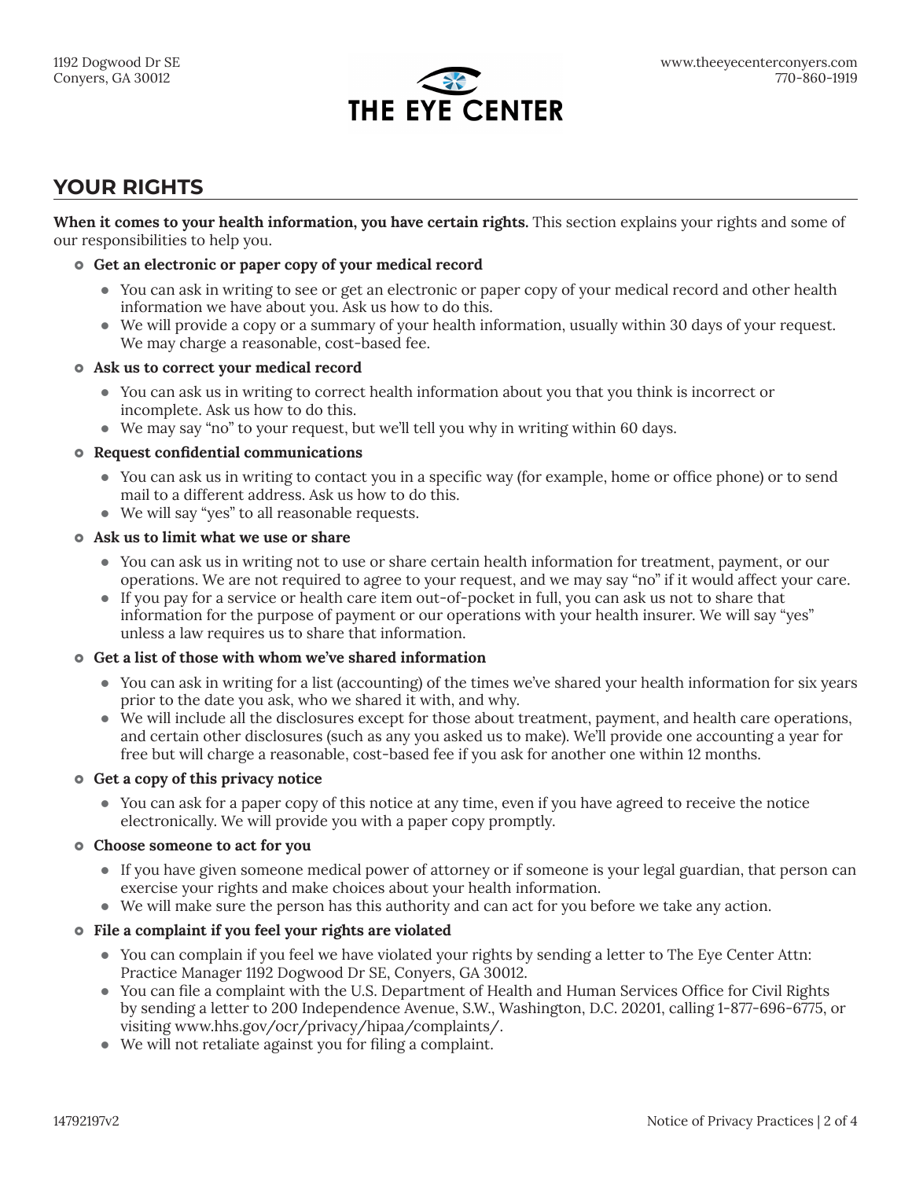## YOUR RIGHTS

**When it comes to your health information, you have certain rights.** This section explains your rights and some of our responsibilities to help you.

- **Get an electronic or paper copy of your medical record**
  - You can ask in writing to see or get an electronic or paper copy of your medical record and other health information we have about you. Ask us how to do this.
  - We will provide a copy or a summary of your health information, usually within 30 days of your request. We may charge a reasonable, cost-based fee.
- **Ask us to correct your medical record**
  - You can ask us in writing to correct health information about you that you think is incorrect or incomplete. Ask us how to do this.
  - We may say "no" to your request, but we'll tell you why in writing within 60 days.
- **Request confidential communications**
  - You can ask us in writing to contact you in a specific way (for example, home or office phone) or to send mail to a different address. Ask us how to do this.
  - We will say "yes" to all reasonable requests.
- **Ask us to limit what we use or share**
  - You can ask us in writing not to use or share certain health information for treatment, payment, or our operations. We are not required to agree to your request, and we may say "no" if it would affect your care.
  - If you pay for a service or health care item out-of-pocket in full, you can ask us not to share that information for the purpose of payment or our operations with your health insurer. We will say "yes" unless a law requires us to share that information.
- **Get a list of those with whom we've shared information**
  - You can ask in writing for a list (accounting) of the times we've shared your health information for six years prior to the date you ask, who we shared it with, and why.
  - We will include all the disclosures except for those about treatment, payment, and health care operations, and certain other disclosures (such as any you asked us to make). We'll provide one accounting a year for free but will charge a reasonable, cost-based fee if you ask for another one within 12 months.
- **Get a copy of this privacy notice**
  - You can ask for a paper copy of this notice at any time, even if you have agreed to receive the notice electronically. We will provide you with a paper copy promptly.
- **Choose someone to act for you**
  - If you have given someone medical power of attorney or if someone is your legal guardian, that person can exercise your rights and make choices about your health information.
  - We will make sure the person has this authority and can act for you before we take any action.
- **File a complaint if you feel your rights are violated**
  - You can complain if you feel we have violated your rights by sending a letter to The Eye Center Attn: Practice Manager 1192 Dogwood Dr SE, Conyers, GA 30012.
  - You can file a complaint with the U.S. Department of Health and Human Services Office for Civil Rights by sending a letter to 200 Independence Avenue, S.W., Washington, D.C. 20201, calling 1-877-696-6775, or visiting www.hhs.gov/ocr/privacy/hipaa/complaints/.
  - We will not retaliate against you for filing a complaint.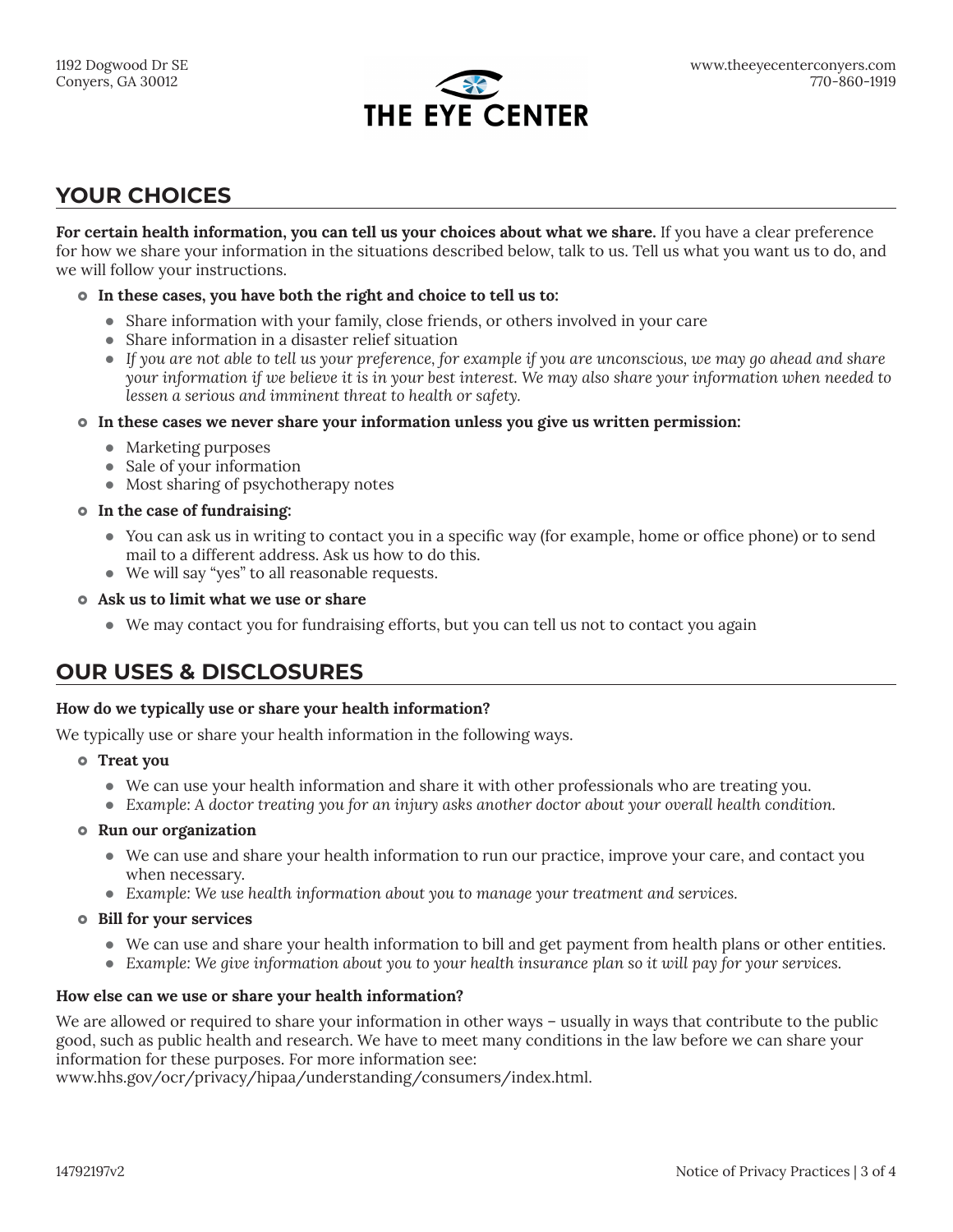## YOUR CHOICES

**For certain health information, you can tell us your choices about what we share.** If you have a clear preference for how we share your information in the situations described below, talk to us. Tell us what you want us to do, and we will follow your instructions.

- **In these cases, you have both the right and choice to tell us to:**
  - Share information with your family, close friends, or others involved in your care
  - Share information in a disaster relief situation
  - *If you are not able to tell us your preference, for example if you are unconscious, we may go ahead and share your information if we believe it is in your best interest. We may also share your information when needed to lessen a serious and imminent threat to health or safety.*
- **In these cases we never share your information unless you give us written permission:**
  - Marketing purposes
  - Sale of your information
  - Most sharing of psychotherapy notes
- **In the case of fundraising:**
  - You can ask us in writing to contact you in a specific way (for example, home or office phone) or to send mail to a different address. Ask us how to do this.
  - We will say "yes" to all reasonable requests.
- **Ask us to limit what we use or share**
  - We may contact you for fundraising efforts, but you can tell us not to contact you again

## OUR USES & DISCLOSURES

**How do we typically use or share your health information?**

We typically use or share your health information in the following ways.

- **Treat you**
  - We can use your health information and share it with other professionals who are treating you.
  - *Example: A doctor treating you for an injury asks another doctor about your overall health condition.*
- **Run our organization**
  - We can use and share your health information to run our practice, improve your care, and contact you when necessary.
  - *Example: We use health information about you to manage your treatment and services.*
- **Bill for your services**
  - We can use and share your health information to bill and get payment from health plans or other entities.
  - *Example: We give information about you to your health insurance plan so it will pay for your services.*

**How else can we use or share your health information?**

We are allowed or required to share your information in other ways – usually in ways that contribute to the public good, such as public health and research. We have to meet many conditions in the law before we can share your information for these purposes. For more information see: www.hhs.gov/ocr/privacy/hipaa/understanding/consumers/index.html.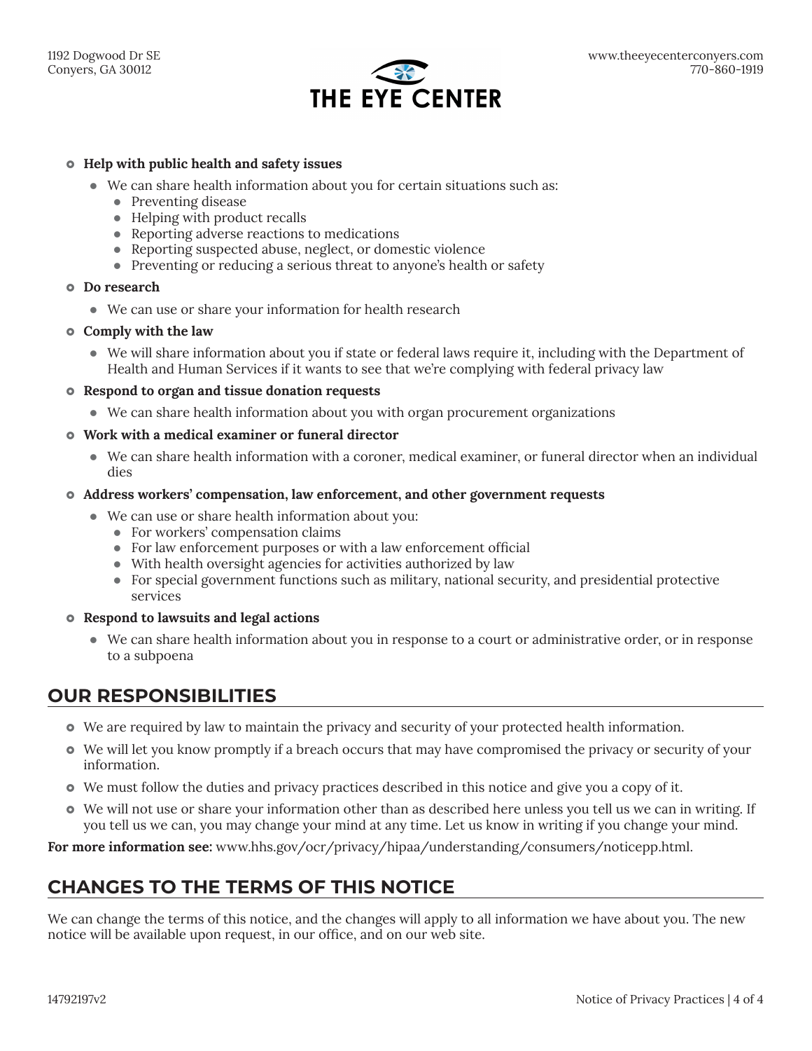- **Help with public health and safety issues**
  - We can share health information about you for certain situations such as:
    - Preventing disease
    - Helping with product recalls
    - Reporting adverse reactions to medications
    - Reporting suspected abuse, neglect, or domestic violence
    - Preventing or reducing a serious threat to anyone's health or safety
- **Do research**
  - We can use or share your information for health research
- **Comply with the law**
  - We will share information about you if state or federal laws require it, including with the Department of Health and Human Services if it wants to see that we're complying with federal privacy law
- **Respond to organ and tissue donation requests**
  - We can share health information about you with organ procurement organizations
- **Work with a medical examiner or funeral director**
  - We can share health information with a coroner, medical examiner, or funeral director when an individual dies
- **Address workers' compensation, law enforcement, and other government requests**
  - We can use or share health information about you:
    - For workers' compensation claims
    - For law enforcement purposes or with a law enforcement official
    - With health oversight agencies for activities authorized by law
    - For special government functions such as military, national security, and presidential protective services
- **Respond to lawsuits and legal actions**
  - We can share health information about you in response to a court or administrative order, or in response to a subpoena

## OUR RESPONSIBILITIES

- We are required by law to maintain the privacy and security of your protected health information.
- We will let you know promptly if a breach occurs that may have compromised the privacy or security of your information.
- We must follow the duties and privacy practices described in this notice and give you a copy of it.
- We will not use or share your information other than as described here unless you tell us we can in writing. If you tell us we can, you may change your mind at any time. Let us know in writing if you change your mind.

**For more information see:** www.hhs.gov/ocr/privacy/hipaa/understanding/consumers/noticepp.html.

## CHANGES TO THE TERMS OF THIS NOTICE

We can change the terms of this notice, and the changes will apply to all information we have about you. The new notice will be available upon request, in our office, and on our web site.